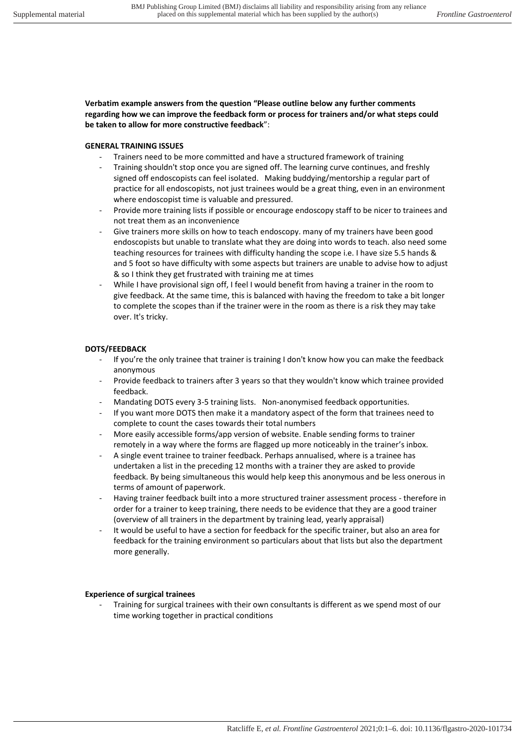**Verbatim example answers from the question "Please outline below any further comments regarding how we can improve the feedback form or process for trainers and/or what steps could be taken to allow for more constructive feedback"**:

**GENERAL TRAINING ISSUES**

- Trainers need to be more committed and have a structured framework of training
- Training shouldn't stop once you are signed off. The learning curve continues, and freshly signed off endoscopists can feel isolated. Making buddying/mentorship a regular part of practice for all endoscopists, not just trainees would be a great thing, even in an environment where endoscopist time is valuable and pressured.
- Provide more training lists if possible or encourage endoscopy staff to be nicer to trainees and not treat them as an inconvenience
- Give trainers more skills on how to teach endoscopy. many of my trainers have been good endoscopists but unable to translate what they are doing into words to teach. also need some teaching resources for trainees with difficulty handing the scope i.e. I have size 5.5 hands & and 5 foot so have difficulty with some aspects but trainers are unable to advise how to adjust & so I think they get frustrated with training me at times
- While I have provisional sign off, I feel I would benefit from having a trainer in the room to give feedback. At the same time, this is balanced with having the freedom to take a bit longer to complete the scopes than if the trainer were in the room as there is a risk they may take over. It's tricky.

**DOTS/FEEDBACK**

- If you're the only trainee that trainer is training I don't know how you can make the feedback anonymous
- Provide feedback to trainers after 3 years so that they wouldn't know which trainee provided feedback.
- Mandating DOTS every 3-5 training lists. Non-anonymised feedback opportunities.
- If you want more DOTS then make it a mandatory aspect of the form that trainees need to complete to count the cases towards their total numbers
- More easily accessible forms/app version of website. Enable sending forms to trainer remotely in a way where the forms are flagged up more noticeably in the trainer's inbox.
- A single event trainee to trainer feedback. Perhaps annualised, where is a trainee has undertaken a list in the preceding 12 months with a trainer they are asked to provide feedback. By being simultaneous this would help keep this anonymous and be less onerous in terms of amount of paperwork.
- Having trainer feedback built into a more structured trainer assessment process - therefore in order for a trainer to keep training, there needs to be evidence that they are a good trainer (overview of all trainers in the department by training lead, yearly appraisal)
- It would be useful to have a section for feedback for the specific trainer, but also an area for feedback for the training environment so particulars about that lists but also the department more generally.

**Experience of surgical trainees**

- Training for surgical trainees with their own consultants is different as we spend most of our time working together in practical conditions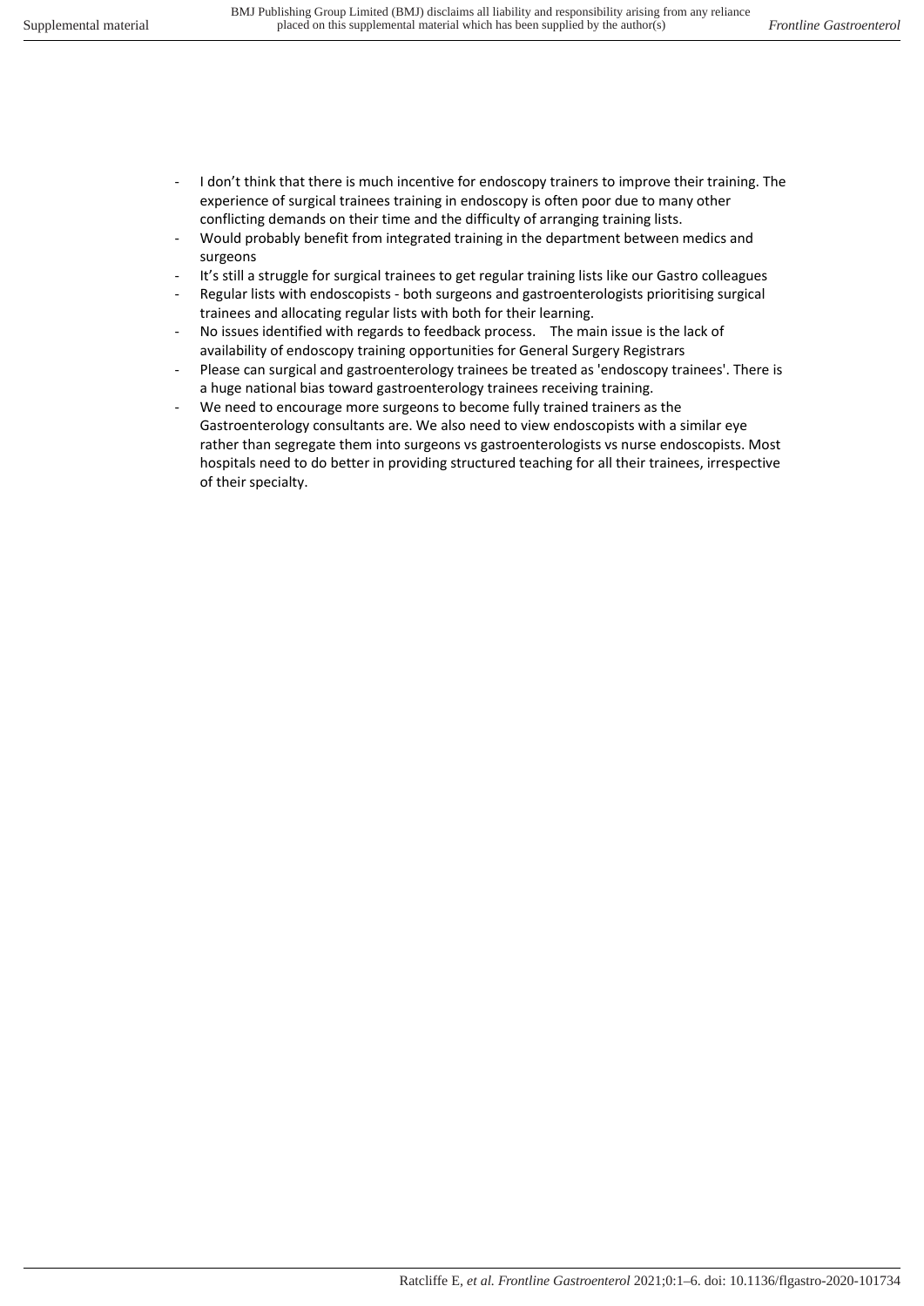- I don't think that there is much incentive for endoscopy trainers to improve their training. The experience of surgical trainees training in endoscopy is often poor due to many other conflicting demands on their time and the difficulty of arranging training lists.
- Would probably benefit from integrated training in the department between medics and surgeons
- It's still a struggle for surgical trainees to get regular training lists like our Gastro colleagues
- Regular lists with endoscopists - both surgeons and gastroenterologists prioritising surgical trainees and allocating regular lists with both for their learning.
- No issues identified with regards to feedback process.  The main issue is the lack of availability of endoscopy training opportunities for General Surgery Registrars
- Please can surgical and gastroenterology trainees be treated as 'endoscopy trainees'. There is a huge national bias toward gastroenterology trainees receiving training.
- We need to encourage more surgeons to become fully trained trainers as the Gastroenterology consultants are. We also need to view endoscopists with a similar eye rather than segregate them into surgeons vs gastroenterologists vs nurse endoscopists. Most hospitals need to do better in providing structured teaching for all their trainees, irrespective of their specialty.